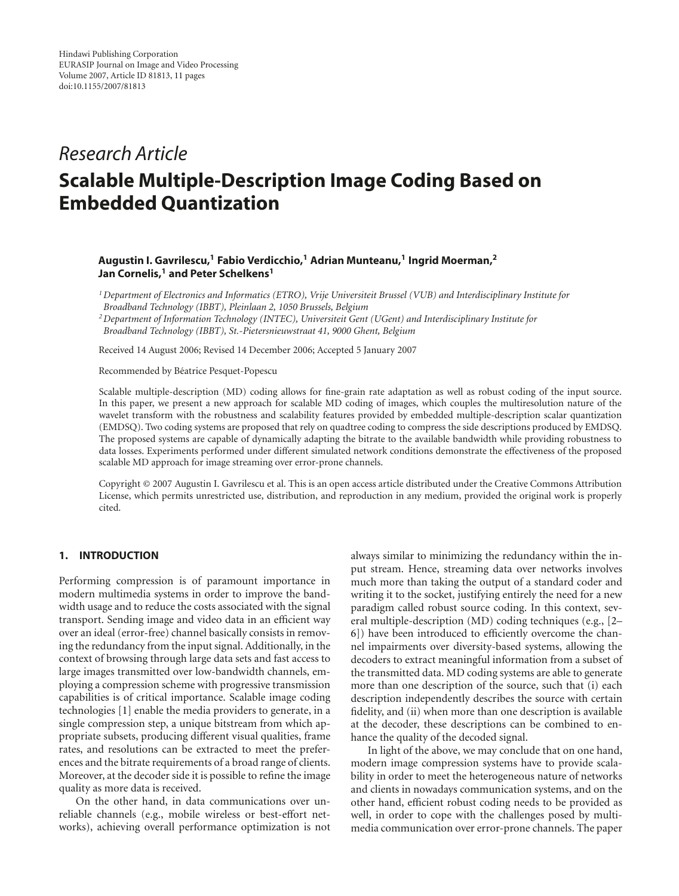Hindawi Publishing Corporation
EURASIP Journal on Image and Video Processing
Volume 2007, Article ID 81813, 11 pages
doi:10.1155/2007/81813

*Research Article*

# Scalable Multiple-Description Image Coding Based on Embedded Quantization

**Augustin I. Gavrilescu,[1] Fabio Verdicchio,[1] Adrian Munteanu,[1] Ingrid Moerman,[2] Jan Cornelis,[1] and Peter Schelkens[1]**

[1] *Department of Electronics and Informatics (ETRO), Vrije Universiteit Brussel (VUB) and Interdisciplinary Institute for Broadband Technology (IBBT), Pleinlaan 2, 1050 Brussels, Belgium*

[2] *Department of Information Technology (INTEC), Universiteit Gent (UGent) and Interdisciplinary Institute for Broadband Technology (IBBT), St.-Pietersnieuwstraat 41, 9000 Ghent, Belgium*

Received 14 August 2006; Revised 14 December 2006; Accepted 5 January 2007

Recommended by Béatrice Pesquet-Popescu

Scalable multiple-description (MD) coding allows for fine-grain rate adaptation as well as robust coding of the input source. In this paper, we present a new approach for scalable MD coding of images, which couples the multiresolution nature of the wavelet transform with the robustness and scalability features provided by embedded multiple-description scalar quantization (EMDSQ). Two coding systems are proposed that rely on quadtree coding to compress the side descriptions produced by EMDSQ. The proposed systems are capable of dynamically adapting the bitrate to the available bandwidth while providing robustness to data losses. Experiments performed under different simulated network conditions demonstrate the effectiveness of the proposed scalable MD approach for image streaming over error-prone channels.

Copyright © 2007 Augustin I. Gavrilescu et al. This is an open access article distributed under the Creative Commons Attribution License, which permits unrestricted use, distribution, and reproduction in any medium, provided the original work is properly cited.

## 1. INTRODUCTION

Performing compression is of paramount importance in modern multimedia systems in order to improve the bandwidth usage and to reduce the costs associated with the signal transport. Sending image and video data in an efficient way over an ideal (error-free) channel basically consists in removing the redundancy from the input signal. Additionally, in the context of browsing through large data sets and fast access to large images transmitted over low-bandwidth channels, employing a compression scheme with progressive transmission capabilities is of critical importance. Scalable image coding technologies [1] enable the media providers to generate, in a single compression step, a unique bitstream from which appropriate subsets, producing different visual qualities, frame rates, and resolutions can be extracted to meet the preferences and the bitrate requirements of a broad range of clients. Moreover, at the decoder side it is possible to refine the image quality as more data is received.

On the other hand, in data communications over unreliable channels (e.g., mobile wireless or best-effort networks), achieving overall performance optimization is not always similar to minimizing the redundancy within the input stream. Hence, streaming data over networks involves much more than taking the output of a standard coder and writing it to the socket, justifying entirely the need for a new paradigm called robust source coding. In this context, several multiple-description (MD) coding techniques (e.g., [2–6]) have been introduced to efficiently overcome the channel impairments over diversity-based systems, allowing the decoders to extract meaningful information from a subset of the transmitted data. MD coding systems are able to generate more than one description of the source, such that (i) each description independently describes the source with certain fidelity, and (ii) when more than one description is available at the decoder, these descriptions can be combined to enhance the quality of the decoded signal.

In light of the above, we may conclude that on one hand, modern image compression systems have to provide scalability in order to meet the heterogeneous nature of networks and clients in nowadays communication systems, and on the other hand, efficient robust coding needs to be provided as well, in order to cope with the challenges posed by multimedia communication over error-prone channels. The paper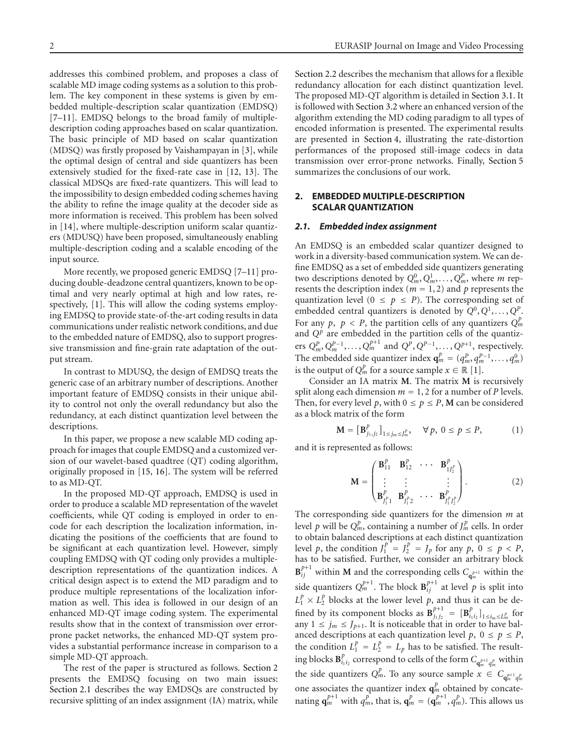addresses this combined problem, and proposes a class of scalable MD image coding systems as a solution to this problem. The key component in these systems is given by embedded multiple-description scalar quantization (EMDSQ) [7–11]. EMDSQ belongs to the broad family of multiple-description coding approaches based on scalar quantization. The basic principle of MD based on scalar quantization (MDSQ) was firstly proposed by Vaishampayan in [3], while the optimal design of central and side quantizers has been extensively studied for the fixed-rate case in [12, 13]. The classical MDSQs are fixed-rate quantizers. This will lead to the impossibility to design embedded coding schemes having the ability to refine the image quality at the decoder side as more information is received. This problem has been solved in [14], where multiple-description uniform scalar quantizers (MDUSQ) have been proposed, simultaneously enabling multiple-description coding and a scalable encoding of the input source.

More recently, we proposed generic EMDSQ [7–11] producing double-deadzone central quantizers, known to be optimal and very nearly optimal at high and low rates, respectively, [1]. This will allow the coding systems employing EMDSQ to provide state-of-the-art coding results in data communications under realistic network conditions, and due to the embedded nature of EMDSQ, also to support progressive transmission and fine-grain rate adaptation of the output stream.

In contrast to MDUSQ, the design of EMDSQ treats the generic case of an arbitrary number of descriptions. Another important feature of EMDSQ consists in their unique ability to control not only the overall redundancy but also the redundancy, at each distinct quantization level between the descriptions.

In this paper, we propose a new scalable MD coding approach for images that couple EMDSQ and a customized version of our wavelet-based quadtree (QT) coding algorithm, originally proposed in [15, 16]. The system will be referred to as MD-QT.

In the proposed MD-QT approach, EMDSQ is used in order to produce a scalable MD representation of the wavelet coefficients, while QT coding is employed in order to encode for each description the localization information, indicating the positions of the coefficients that are found to be significant at each quantization level. However, simply coupling EMDSQ with QT coding only provides a multiple-description representations of the quantization indices. A critical design aspect is to extend the MD paradigm and to produce multiple representations of the localization information as well. This idea is followed in our design of an enhanced MD-QT image coding system. The experimental results show that in the context of transmission over error-prone packet networks, the enhanced MD-QT system provides a substantial performance increase in comparison to a simple MD-QT approach.

The rest of the paper is structured as follows. Section 2 presents the EMDSQ focusing on two main issues: Section 2.1 describes the way EMDSQs are constructed by recursive splitting of an index assignment (IA) matrix, while Section 2.2 describes the mechanism that allows for a flexible redundancy allocation for each distinct quantization level. The proposed MD-QT algorithm is detailed in Section 3.1. It is followed with Section 3.2 where an enhanced version of the algorithm extending the MD coding paradigm to all types of encoded information is presented. The experimental results are presented in Section 4, illustrating the rate-distortion performances of the proposed still-image codecs in data transmission over error-prone networks. Finally, Section 5 summarizes the conclusions of our work.

## 2. EMBEDDED MULTIPLE-DESCRIPTION SCALAR QUANTIZATION

### 2.1. Embedded index assignment

An EMDSQ is an embedded scalar quantizer designed to work in a diversity-based communication system. We can define EMDSQ as a set of embedded side quantizers generating two descriptions denoted by $Q_m^0, Q_m^1, \ldots, Q_m^P$, where $m$ represents the description index ($m = 1, 2$) and $p$ represents the quantization level ($0 \leq p \leq P$). The corresponding set of embedded central quantizers is denoted by $Q^0, Q^1, \ldots, Q^P$. For any $p$, $p < P$, the partition cells of any quantizers $Q_m^p$ and $Q^p$ are embedded in the partition cells of the quantizers $Q_m^P, Q_m^{P-1}, \ldots, Q_m^{p+1}$ and $Q^P, Q^{P-1}, \ldots, Q^{p+1}$, respectively. The embedded side quantizer index $\mathbf{q}_m^p = (q_m^P, q_m^{P-1}, \ldots, q_m^0)$ is the output of $Q_m^p$ for a source sample $x \in \mathbb{R}$ [1].

Consider an IA matrix $\mathbf{M}$. The matrix $\mathbf{M}$ is recursively split along each dimension $m = 1, 2$ for a number of $P$ levels. Then, for every level $p$, with $0 \leq p \leq P$, $\mathbf{M}$ can be considered as a block matrix of the form

$$\mathbf{M} = \left[\mathbf{B}_{j_1 j_2}^p\right]_{1 \leq j_m \leq J_m^p}, \quad \forall p,\ 0 \leq p \leq P, \tag{1}$$

and it is represented as follows:

$$\mathbf{M} = \begin{pmatrix} \mathbf{B}_{11}^p & \mathbf{B}_{12}^p & \cdots & \mathbf{B}_{1J_2^p}^p \\ \vdots & \vdots & & \vdots \\ \mathbf{B}_{J_1^p 1}^p & \mathbf{B}_{J_1^p 2}^p & \cdots & \mathbf{B}_{J_1^p J_2^p}^p \end{pmatrix}. \tag{2}$$

The corresponding side quantizers for the dimension $m$ at level $p$ will be $Q_m^p$, containing a number of $J_m^p$ cells. In order to obtain balanced descriptions at each distinct quantization level $p$, the condition $J_1^p = J_2^p = J_p$ for any $p$, $0 \leq p < P$, has to be satisfied. Further, we consider an arbitrary block $\mathbf{B}_{ij}^{p+1}$ within $\mathbf{M}$ and the corresponding cells $C_{\mathbf{q}_m^{p+1}}$ within the side quantizers $Q_m^{p+1}$. The block $\mathbf{B}_{ij}^{p+1}$ at level $p$ is split into $L_1^p \times L_2^p$ blocks at the lower level $p$, and thus it can be defined by its component blocks as $\mathbf{B}_{j_1 j_2}^{p+1} = [\mathbf{B}_{i_1 i_2}^p]_{1 \leq i_m \leq L_m^p}$ for any $1 \leq j_m \leq J_{p+1}$. It is noticeable that in order to have balanced descriptions at each quantization level $p$, $0 \leq p \leq P$, the condition $L_1^p = L_2^p = L_p$ has to be satisfied. The resulting blocks $\mathbf{B}_{i_1 i_2}^p$ correspond to cells of the form $C_{\mathbf{q}_m^{p+1} q_m^p}$ within the side quantizers $Q_m^p$. To any source sample $x \in C_{\mathbf{q}_m^{p+1} q_m^p}$ one associates the quantizer index $\mathbf{q}_m^p$ obtained by concatenating $\mathbf{q}_m^{p+1}$ with $q_m^p$, that is, $\mathbf{q}_m^p = (\mathbf{q}_m^{p+1}, q_m^p)$. This allows us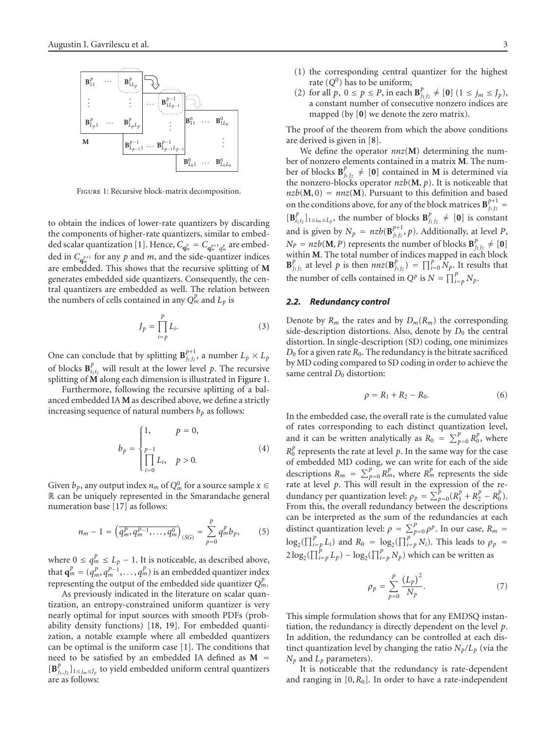Figure 1: Recursive block-matrix decomposition.

to obtain the indices of lower-rate quantizers by discarding the components of higher-rate quantizers, similar to embedded scalar quantization [1]. Hence, $C_{\mathbf{q}_m^p} = C_{\mathbf{q}_m^{p+1} q_m^p}$ are embedded in $C_{\mathbf{q}_m^{p+1}}$ for any $p$ and $m$, and the side-quantizer indices are embedded. This shows that the recursive splitting of $\mathbf{M}$ generates embedded side quantizers. Consequently, the central quantizers are embedded as well. The relation between the numbers of cells contained in any $Q_m^p$ and $L_p$ is

$$J_p = \prod_{i=p}^{P} L_i. \tag{3}$$

One can conclude that by splitting $\mathbf{B}_{j_1 j_2}^{p+1}$, a number $L_p \times L_p$ of blocks $\mathbf{B}_{i_1 i_2}^p$ will result at the lower level $p$. The recursive splitting of $\mathbf{M}$ along each dimension is illustrated in Figure 1.

Furthermore, following the recursive splitting of a balanced embedded IA $\mathbf{M}$ as described above, we define a strictly increasing sequence of natural numbers $b_p$ as follows:

$$b_p = \begin{cases} 1, & p = 0, \\ \prod_{i=0}^{p-1} L_i, & p > 0. \end{cases} \tag{4}$$

Given $b_p$, any output index $n_m$ of $Q_m^0$ for a source sample $x \in \mathbb{R}$ can be uniquely represented in the Smarandache general numeration base [17] as follows:

$$n_m - 1 = \left(\overline{q_m^P, q_m^{P-1}, \ldots, q_m^0}\right)_{(SG)} = \sum_{p=0}^{P} q_m^p b_p, \tag{5}$$

where $0 \leq q_m^p \leq L_p - 1$. It is noticeable, as described above, that $\mathbf{q}_m^p = (q_m^P, q_m^{P-1}, \ldots, q_m^p)$ is an embedded quantizer index representing the output of the embedded side quantizer $Q_m^p$.

As previously indicated in the literature on scalar quantization, an entropy-constrained uniform quantizer is very nearly optimal for input sources with smooth PDFs (probability density functions) [18, 19]. For embedded quantization, a notable example where all embedded quantizers can be optimal is the uniform case [1]. The conditions that need to be satisfied by an embedded IA defined as $\mathbf{M} = [\mathbf{B}_{j_1,j_2}^P]_{1 \leq j_m \leq J_P}$ to yield embedded uniform central quantizers are as follows:

(1) the corresponding central quantizer for the highest rate ($Q^0$) has to be uniform;

(2) for all $p$, $0 \leq p \leq P$, in each $\mathbf{B}_{j_1 j_2}^p \neq [\mathbf{0}]$ ($1 \leq j_m \leq J_p$), a constant number of consecutive nonzero indices are mapped (by $[\mathbf{0}]$ we denote the zero matrix).

The proof of the theorem from which the above conditions are derived is given in [8].

We define the operator $nnz(\mathbf{M})$ determining the number of nonzero elements contained in a matrix $\mathbf{M}$. The number of blocks $\mathbf{B}_{j_1 j_2}^p \neq [\mathbf{0}]$ contained in $\mathbf{M}$ is determined via the nonzero-blocks operator $nzb(\mathbf{M}, p)$. It is noticeable that $nzb(\mathbf{M}, 0) = nnz(\mathbf{M})$. Pursuant to this definition and based on the conditions above, for any of the block matrices $\mathbf{B}_{j_1 j_2}^{p+1} = [\mathbf{B}_{i_1 i_2}^p]_{1 \leq i_m \leq L_p}$, the number of blocks $\mathbf{B}_{j_1 j_2}^p \neq [\mathbf{0}]$ is constant and is given by $N_p = nzb(\mathbf{B}_{j_1 j_2}^{p+1}, p)$. Additionally, at level $P$, $N_P = nzb(\mathbf{M}, P)$ represents the number of blocks $\mathbf{B}_{j_1 j_2}^P \neq [\mathbf{0}]$ within $\mathbf{M}$. The total number of indices mapped in each block $\mathbf{B}_{j_1 j_2}^p$ at level $p$ is then $nnz(\mathbf{B}_{j_1 j_2}^p) = \prod_{i=0}^{p} N_p$. It results that the number of cells contained in $Q^p$ is $N = \prod_{i=p}^{P} N_p$.

### 2.2. Redundancy control

Denote by $R_m$ the rates and by $D_m(R_m)$ the corresponding side-description distortions. Also, denote by $D_0$ the central distortion. In single-description (SD) coding, one minimizes $D_0$ for a given rate $R_0$. The redundancy is the bitrate sacrificed by MD coding compared to SD coding in order to achieve the same central $D_0$ distortion:

$$\rho = R_1 + R_2 - R_0. \tag{6}$$

In the embedded case, the overall rate is the cumulated value of rates corresponding to each distinct quantization level, and it can be written analytically as $R_0 = \sum_{p=0}^{P} R_0^p$, where $R_0^p$ represents the rate at level $p$. In the same way for the case of embedded MD coding, we can write for each of the side descriptions $R_m = \sum_{p=0}^{P} R_m^p$, where $R_m^p$ represents the side rate at level $p$. This will result in the expression of the redundancy per quantization level: $\rho_p = \sum_{p=0}^{P} (R_1^p + R_2^p - R_0^p)$. From this, the overall redundancy between the descriptions can be interpreted as the sum of the redundancies at each distinct quantization level: $\rho = \sum_{p=0}^{P} \rho^p$. In our case, $R_m = \log_2(\prod_{i=p}^{P} L_i)$ and $R_0 = \log_2(\prod_{i=p}^{P} N_i)$. This leads to $\rho_p = 2\log_2(\prod_{i=p}^{P} L_p) - \log_2(\prod_{i=p}^{P} N_p)$ which can be written as

$$\rho_p = \sum_{p=0}^{P} \frac{(L_p)^2}{N_p}. \tag{7}$$

This simple formulation shows that for any EMDSQ instantiation, the redundancy is directly dependent on the level $p$. In addition, the redundancy can be controlled at each distinct quantization level by changing the ratio $N_p/L_p$ (via the $N_p$ and $L_p$ parameters).

It is noticeable that the redundancy is rate-dependent and ranging in $[0, R_0]$. In order to have a rate-independent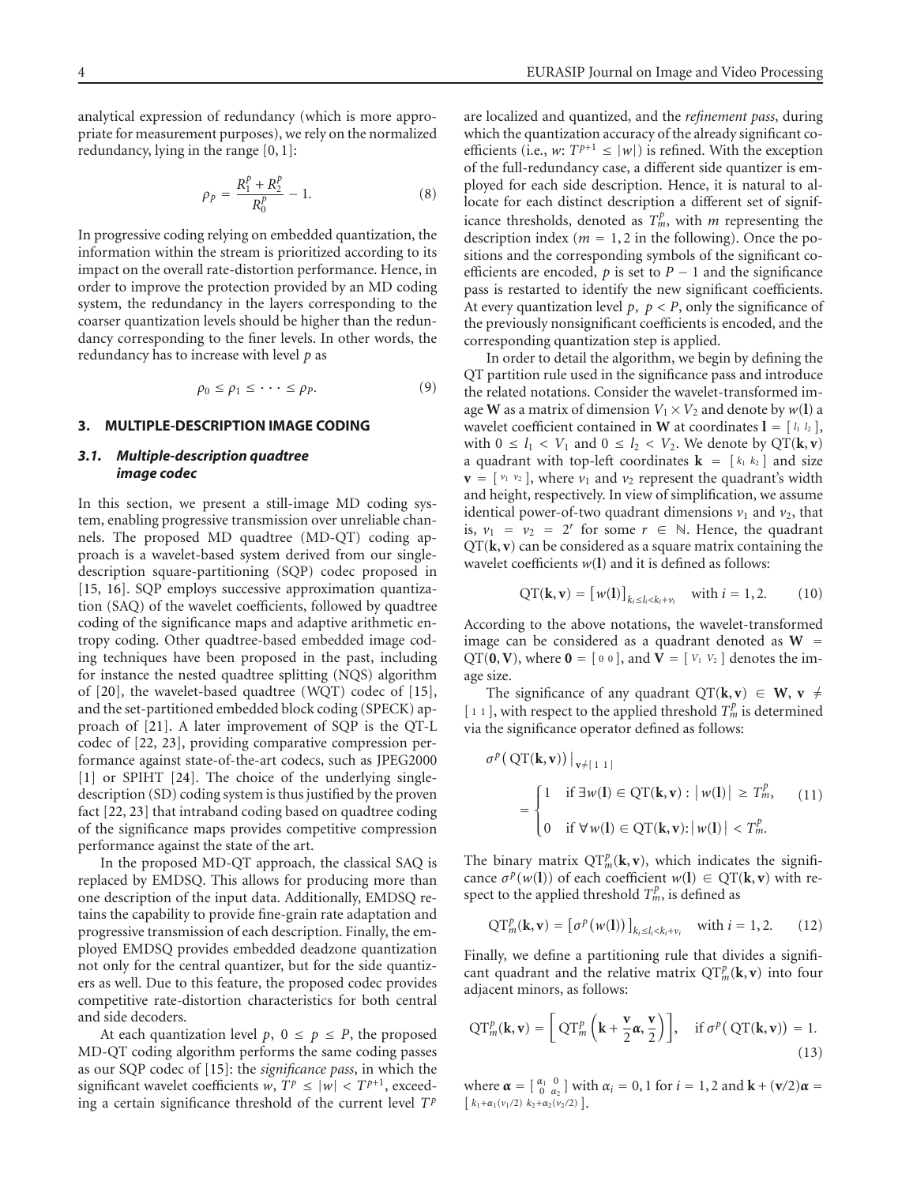analytical expression of redundancy (which is more appropriate for measurement purposes), we rely on the normalized redundancy, lying in the range $[0, 1]$:

$$\rho_P = \frac{R_1^P + R_2^P}{R_0^P} - 1. \tag{8}$$

In progressive coding relying on embedded quantization, the information within the stream is prioritized according to its impact on the overall rate-distortion performance. Hence, in order to improve the protection provided by an MD coding system, the redundancy in the layers corresponding to the coarser quantization levels should be higher than the redundancy corresponding to the finer levels. In other words, the redundancy has to increase with level $p$ as

$$\rho_0 \leq \rho_1 \leq \cdots \leq \rho_P. \tag{9}$$

## 3. MULTIPLE-DESCRIPTION IMAGE CODING

### 3.1. Multiple-description quadtree image codec

In this section, we present a still-image MD coding system, enabling progressive transmission over unreliable channels. The proposed MD quadtree (MD-QT) coding approach is a wavelet-based system derived from our single-description square-partitioning (SQP) codec proposed in [15, 16]. SQP employs successive approximation quantization (SAQ) of the wavelet coefficients, followed by quadtree coding of the significance maps and adaptive arithmetic entropy coding. Other quadtree-based embedded image coding techniques have been proposed in the past, including for instance the nested quadtree splitting (NQS) algorithm of [20], the wavelet-based quadtree (WQT) codec of [15], and the set-partitioned embedded block coding (SPECK) approach of [21]. A later improvement of SQP is the QT-L codec of [22, 23], providing comparative compression performance against state-of-the-art codecs, such as JPEG2000 [1] or SPIHT [24]. The choice of the underlying single-description (SD) coding system is thus justified by the proven fact [22, 23] that intraband coding based on quadtree coding of the significance maps provides competitive compression performance against the state of the art.

In the proposed MD-QT approach, the classical SAQ is replaced by EMDSQ. This allows for producing more than one description of the input data. Additionally, EMDSQ retains the capability to provide fine-grain rate adaptation and progressive transmission of each description. Finally, the employed EMDSQ provides embedded deadzone quantization not only for the central quantizer, but for the side quantizers as well. Due to this feature, the proposed codec provides competitive rate-distortion characteristics for both central and side decoders.

At each quantization level $p$, $0 \leq p \leq P$, the proposed MD-QT coding algorithm performs the same coding passes as our SQP codec of [15]: the *significance pass*, in which the significant wavelet coefficients $w$, $T^p \leq |w| < T^{p+1}$, exceeding a certain significance threshold of the current level $T^p$ are localized and quantized, and the *refinement pass*, during which the quantization accuracy of the already significant coefficients (i.e., $w$: $T^{p+1} \leq |w|$) is refined. With the exception of the full-redundancy case, a different side quantizer is employed for each side description. Hence, it is natural to allocate for each distinct description a different set of significance thresholds, denoted as $T_m^p$, with $m$ representing the description index ($m = 1, 2$ in the following). Once the positions and the corresponding symbols of the significant coefficients are encoded, $p$ is set to $P - 1$ and the significance pass is restarted to identify the new significant coefficients. At every quantization level $p$, $p < P$, only the significance of the previously nonsignificant coefficients is encoded, and the corresponding quantization step is applied.

In order to detail the algorithm, we begin by defining the QT partition rule used in the significance pass and introduce the related notations. Consider the wavelet-transformed image $\mathbf{W}$ as a matrix of dimension $V_1 \times V_2$ and denote by $w(\mathbf{l})$ a wavelet coefficient contained in $\mathbf{W}$ at coordinates $\mathbf{l} = [\, l_1 \; l_2 \,]$, with $0 \leq l_1 < V_1$ and $0 \leq l_2 < V_2$. We denote by $\mathrm{QT}(\mathbf{k}, \mathbf{v})$ a quadrant with top-left coordinates $\mathbf{k} = [\, k_1 \; k_2 \,]$ and size $\mathbf{v} = [\, v_1 \; v_2 \,]$, where $v_1$ and $v_2$ represent the quadrant's width and height, respectively. In view of simplification, we assume identical power-of-two quadrant dimensions $v_1$ and $v_2$, that is, $v_1 = v_2 = 2^r$ for some $r \in \mathbb{N}$. Hence, the quadrant $\mathrm{QT}(\mathbf{k}, \mathbf{v})$ can be considered as a square matrix containing the wavelet coefficients $w(\mathbf{l})$ and it is defined as follows:

$$\mathrm{QT}(\mathbf{k}, \mathbf{v}) = \left[ w(\mathbf{l}) \right]_{k_i \leq l_i < k_i + v_i} \quad \text{with } i = 1, 2. \tag{10}$$

According to the above notations, the wavelet-transformed image can be considered as a quadrant denoted as $\mathbf{W} = \mathrm{QT}(\mathbf{0}, \mathbf{V})$, where $\mathbf{0} = [\, 0 \; 0 \,]$, and $\mathbf{V} = [\, V_1 \; V_2 \,]$ denotes the image size.

The significance of any quadrant $\mathrm{QT}(\mathbf{k}, \mathbf{v}) \in \mathbf{W}$, $\mathbf{v} \neq [\, 1 \; 1 \,]$, with respect to the applied threshold $T_m^p$ is determined via the significance operator defined as follows:

$$\sigma^p\big(\mathrm{QT}(\mathbf{k}, \mathbf{v})\big)\big|_{\mathbf{v} \neq [\,1\;1\,]} = \begin{cases} 1 & \text{if } \exists w(\mathbf{l}) \in \mathrm{QT}(\mathbf{k}, \mathbf{v}) : |w(\mathbf{l})| \geq T_m^p, \\ 0 & \text{if } \forall w(\mathbf{l}) \in \mathrm{QT}(\mathbf{k}, \mathbf{v}) : |w(\mathbf{l})| < T_m^p. \end{cases} \tag{11}$$

The binary matrix $\mathrm{QT}_m^p(\mathbf{k}, \mathbf{v})$, which indicates the significance $\sigma^p(w(\mathbf{l}))$ of each coefficient $w(\mathbf{l}) \in \mathrm{QT}(\mathbf{k}, \mathbf{v})$ with respect to the applied threshold $T_m^p$, is defined as

$$\mathrm{QT}_m^p(\mathbf{k}, \mathbf{v}) = \left[ \sigma^p(w(\mathbf{l})) \right]_{k_i \leq l_i < k_i + v_i} \quad \text{with } i = 1, 2. \tag{12}$$

Finally, we define a partitioning rule that divides a significant quadrant and the relative matrix $\mathrm{QT}_m^p(\mathbf{k}, \mathbf{v})$ into four adjacent minors, as follows:

$$\mathrm{QT}_m^p(\mathbf{k}, \mathbf{v}) = \left[ \mathrm{QT}_m^p\left( \mathbf{k} + \frac{\mathbf{v}}{2}\boldsymbol{\alpha}, \frac{\mathbf{v}}{2} \right) \right], \quad \text{if } \sigma^p\big(\mathrm{QT}(\mathbf{k}, \mathbf{v})\big) = 1. \tag{13}$$

where $\boldsymbol{\alpha} = \begin{bmatrix} \alpha_1 & 0 \\ 0 & \alpha_2 \end{bmatrix}$ with $\alpha_i = 0, 1$ for $i = 1, 2$ and $\mathbf{k} + (\mathbf{v}/2)\boldsymbol{\alpha} = [\, k_1 + \alpha_1(v_1/2) \;\; k_2 + \alpha_2(v_2/2) \,]$.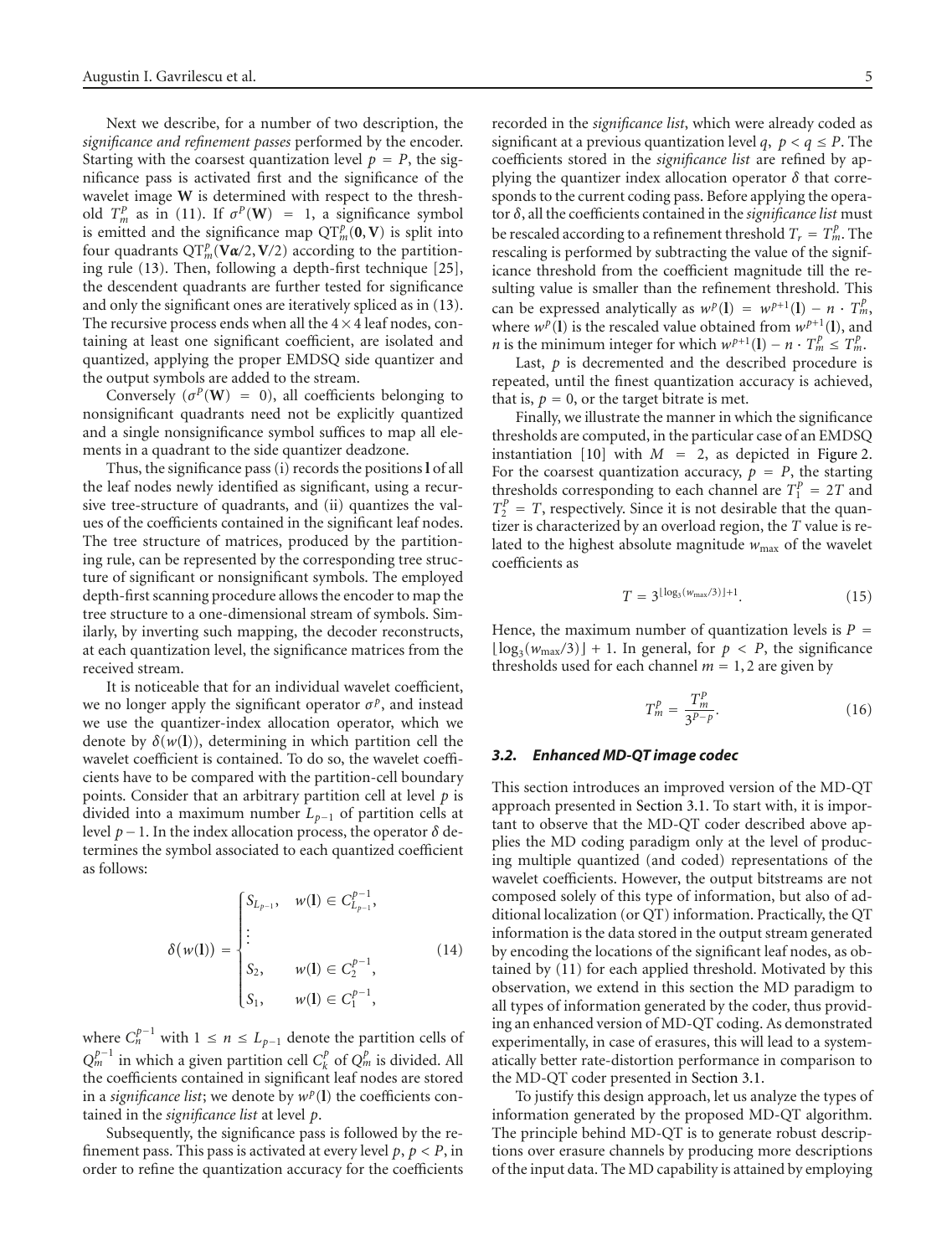Next we describe, for a number of two description, the *significance and refinement passes* performed by the encoder. Starting with the coarsest quantization level $p = P$, the significance pass is activated first and the significance of the wavelet image $\mathbf{W}$ is determined with respect to the threshold $T_m^P$ as in (11). If $\sigma^P(\mathbf{W}) = 1$, a significance symbol is emitted and the significance map $\mathrm{QT}_m^p(\mathbf{0}, \mathbf{V})$ is split into four quadrants $\mathrm{QT}_m^p(\mathbf{V}\boldsymbol{\alpha}/2, \mathbf{V}/2)$ according to the partitioning rule (13). Then, following a depth-first technique [25], the descendent quadrants are further tested for significance and only the significant ones are iteratively spliced as in (13). The recursive process ends when all the $4 \times 4$ leaf nodes, containing at least one significant coefficient, are isolated and quantized, applying the proper EMDSQ side quantizer and the output symbols are added to the stream.

Conversely ($\sigma^P(\mathbf{W}) = 0$), all coefficients belonging to nonsignificant quadrants need not be explicitly quantized and a single nonsignificance symbol suffices to map all elements in a quadrant to the side quantizer deadzone.

Thus, the significance pass (i) records the positions $\mathbf{l}$ of all the leaf nodes newly identified as significant, using a recursive tree-structure of quadrants, and (ii) quantizes the values of the coefficients contained in the significant leaf nodes. The tree structure of matrices, produced by the partitioning rule, can be represented by the corresponding tree structure of significant or nonsignificant symbols. The employed depth-first scanning procedure allows the encoder to map the tree structure to a one-dimensional stream of symbols. Similarly, by inverting such mapping, the decoder reconstructs, at each quantization level, the significance matrices from the received stream.

It is noticeable that for an individual wavelet coefficient, we no longer apply the significant operator $\sigma^p$, and instead we use the quantizer-index allocation operator, which we denote by $\delta(w(\mathbf{l}))$, determining in which partition cell the wavelet coefficient is contained. To do so, the wavelet coefficients have to be compared with the partition-cell boundary points. Consider that an arbitrary partition cell at level $p$ is divided into a maximum number $L_{p-1}$ of partition cells at level $p-1$. In the index allocation process, the operator $\delta$ determines the symbol associated to each quantized coefficient as follows:

$$\delta\big(w(\mathbf{l})\big) = \begin{cases} S_{L_{p-1}}, & w(\mathbf{l}) \in C_{L_{p-1}}^{p-1}, \\ \vdots & \\ S_2, & w(\mathbf{l}) \in C_2^{p-1}, \\ S_1, & w(\mathbf{l}) \in C_1^{p-1}, \end{cases} \tag{14}$$

where $C_n^{p-1}$ with $1 \leq n \leq L_{p-1}$ denote the partition cells of $Q_m^{p-1}$ in which a given partition cell $C_k^p$ of $Q_m^p$ is divided. All the coefficients contained in significant leaf nodes are stored in a *significance list*; we denote by $w^p(\mathbf{l})$ the coefficients contained in the *significance list* at level $p$.

Subsequently, the significance pass is followed by the refinement pass. This pass is activated at every level $p$, $p < P$, in order to refine the quantization accuracy for the coefficients recorded in the *significance list*, which were already coded as significant at a previous quantization level $q$, $p < q \leq P$. The coefficients stored in the *significance list* are refined by applying the quantizer index allocation operator $\delta$ that corresponds to the current coding pass. Before applying the operator $\delta$, all the coefficients contained in the *significance list* must be rescaled according to a refinement threshold $T_r = T_m^p$. The rescaling is performed by subtracting the value of the significance threshold from the coefficient magnitude till the resulting value is smaller than the refinement threshold. This can be expressed analytically as $w^p(\mathbf{l}) = w^{p+1}(\mathbf{l}) - n \cdot T_m^p$, where $w^p(\mathbf{l})$ is the rescaled value obtained from $w^{p+1}(\mathbf{l})$, and $n$ is the minimum integer for which $w^{p+1}(\mathbf{l}) - n \cdot T_m^p \leq T_m^p$.

Last, $p$ is decremented and the described procedure is repeated, until the finest quantization accuracy is achieved, that is, $p = 0$, or the target bitrate is met.

Finally, we illustrate the manner in which the significance thresholds are computed, in the particular case of an EMDSQ instantiation [10] with $M = 2$, as depicted in Figure 2. For the coarsest quantization accuracy, $p = P$, the starting thresholds corresponding to each channel are $T_1^P = 2T$ and $T_2^P = T$, respectively. Since it is not desirable that the quantizer is characterized by an overload region, the $T$ value is related to the highest absolute magnitude $w_{\max}$ of the wavelet coefficients as

$$T = 3^{\lfloor \log_3(w_{\max}/3) \rfloor + 1}. \tag{15}$$

Hence, the maximum number of quantization levels is $P = \lfloor \log_3(w_{\max}/3) \rfloor + 1$. In general, for $p < P$, the significance thresholds used for each channel $m = 1, 2$ are given by

$$T_m^p = \frac{T_m^P}{3^{P-p}}. \tag{16}$$

### 3.2. Enhanced MD-QT image codec

This section introduces an improved version of the MD-QT approach presented in Section 3.1. To start with, it is important to observe that the MD-QT coder described above applies the MD coding paradigm only at the level of producing multiple quantized (and coded) representations of the wavelet coefficients. However, the output bitstreams are not composed solely of this type of information, but also of additional localization (or QT) information. Practically, the QT information is the data stored in the output stream generated by encoding the locations of the significant leaf nodes, as obtained by (11) for each applied threshold. Motivated by this observation, we extend in this section the MD paradigm to all types of information generated by the coder, thus providing an enhanced version of MD-QT coding. As demonstrated experimentally, in case of erasures, this will lead to a systematically better rate-distortion performance in comparison to the MD-QT coder presented in Section 3.1.

To justify this design approach, let us analyze the types of information generated by the proposed MD-QT algorithm. The principle behind MD-QT is to generate robust descriptions over erasure channels by producing more descriptions of the input data. The MD capability is attained by employing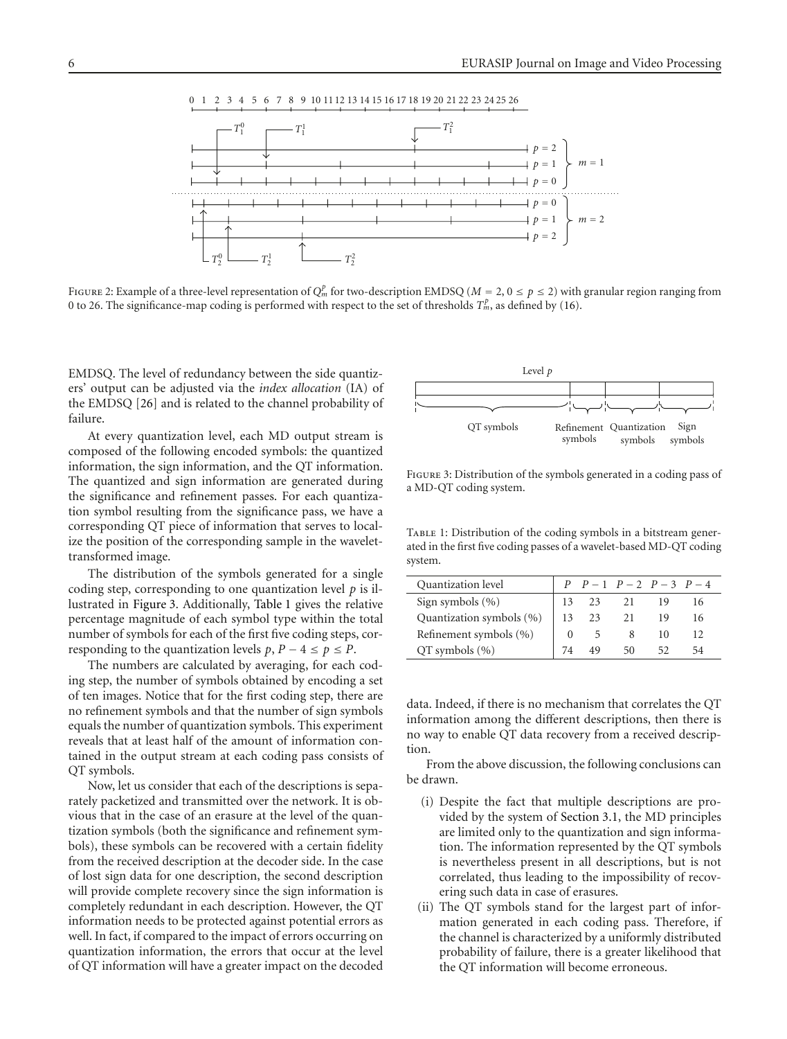Figure 2: Example of a three-level representation of $Q_m^p$ for two-description EMDSQ ($M = 2, 0 \leq p \leq 2$) with granular region ranging from 0 to 26. The significance-map coding is performed with respect to the set of thresholds $T_m^p$, as defined by (16).

EMDSQ. The level of redundancy between the side quantizers' output can be adjusted via the *index allocation* (IA) of the EMDSQ [26] and is related to the channel probability of failure.

At every quantization level, each MD output stream is composed of the following encoded symbols: the quantized information, the sign information, and the QT information. The quantized and sign information are generated during the significance and refinement passes. For each quantization symbol resulting from the significance pass, we have a corresponding QT piece of information that serves to localize the position of the corresponding sample in the wavelet-transformed image.

The distribution of the symbols generated for a single coding step, corresponding to one quantization level $p$ is illustrated in Figure 3. Additionally, Table 1 gives the relative percentage magnitude of each symbol type within the total number of symbols for each of the first five coding steps, corresponding to the quantization levels $p$, $P - 4 \leq p \leq P$.

The numbers are calculated by averaging, for each coding step, the number of symbols obtained by encoding a set of ten images. Notice that for the first coding step, there are no refinement symbols and that the number of sign symbols equals the number of quantization symbols. This experiment reveals that at least half of the amount of information contained in the output stream at each coding pass consists of QT symbols.

Now, let us consider that each of the descriptions is separately packetized and transmitted over the network. It is obvious that in the case of an erasure at the level of the quantization symbols (both the significance and refinement symbols), these symbols can be recovered with a certain fidelity from the received description at the decoder side. In the case of lost sign data for one description, the second description will provide complete recovery since the sign information is completely redundant in each description. However, the QT information needs to be protected against potential errors as well. In fact, if compared to the impact of errors occurring on quantization information, the errors that occur at the level of QT information will have a greater impact on the decoded data. Indeed, if there is no mechanism that correlates the QT information among the different descriptions, then there is no way to enable QT data recovery from a received description.

Figure 3: Distribution of the symbols generated in a coding pass of a MD-QT coding system.

Table 1: Distribution of the coding symbols in a bitstream generated in the first five coding passes of a wavelet-based MD-QT coding system.

| Quantization level | $P$ | $P-1$ | $P-2$ | $P-3$ | $P-4$ |
|---|---|---|---|---|---|
| Sign symbols (%) | 13 | 23 | 21 | 19 | 16 |
| Quantization symbols (%) | 13 | 23 | 21 | 19 | 16 |
| Refinement symbols (%) | 0 | 5 | 8 | 10 | 12 |
| QT symbols (%) | 74 | 49 | 50 | 52 | 54 |

From the above discussion, the following conclusions can be drawn.

(i) Despite the fact that multiple descriptions are provided by the system of Section 3.1, the MD principles are limited only to the quantization and sign information. The information represented by the QT symbols is nevertheless present in all descriptions, but is not correlated, thus leading to the impossibility of recovering such data in case of erasures.

(ii) The QT symbols stand for the largest part of information generated in each coding pass. Therefore, if the channel is characterized by a uniformly distributed probability of failure, there is a greater likelihood that the QT information will become erroneous.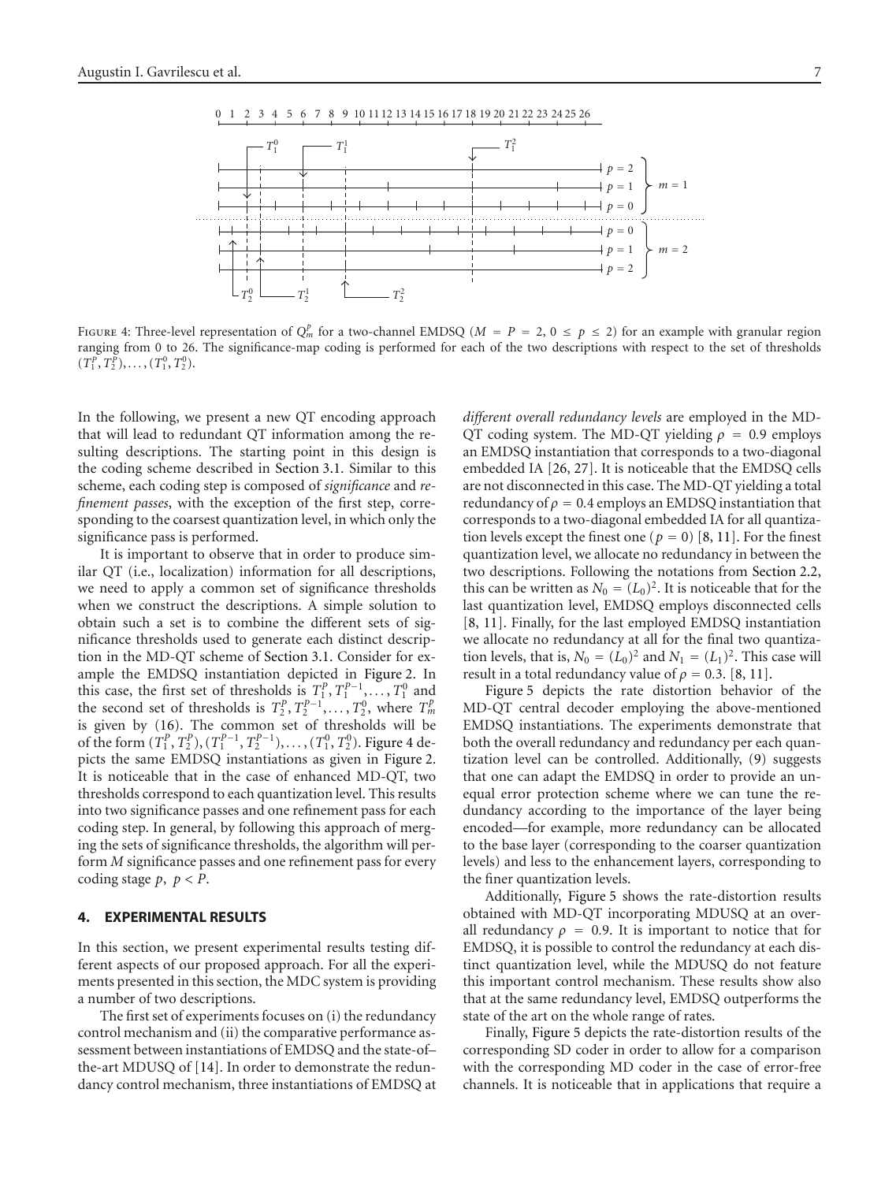FIGURE 4: Three-level representation of $Q_m^p$ for a two-channel EMDSQ ($M = P = 2$, $0 \leq p \leq 2$) for an example with granular region ranging from 0 to 26. The significance-map coding is performed for each of the two descriptions with respect to the set of thresholds $(T_1^P, T_2^P), \ldots, (T_1^0, T_2^0)$.

In the following, we present a new QT encoding approach that will lead to redundant QT information among the resulting descriptions. The starting point in this design is the coding scheme described in Section 3.1. Similar to this scheme, each coding step is composed of *significance* and *refinement passes*, with the exception of the first step, corresponding to the coarsest quantization level, in which only the significance pass is performed.

It is important to observe that in order to produce similar QT (i.e., localization) information for all descriptions, we need to apply a common set of significance thresholds when we construct the descriptions. A simple solution to obtain such a set is to combine the different sets of significance thresholds used to generate each distinct description in the MD-QT scheme of Section 3.1. Consider for example the EMDSQ instantiation depicted in Figure 2. In this case, the first set of thresholds is $T_1^P, T_1^{P-1}, \ldots, T_1^0$ and the second set of thresholds is $T_2^P, T_2^{P-1}, \ldots, T_2^0$, where $T_m^p$ is given by (16). The common set of thresholds will be of the form $(T_1^P, T_2^P), (T_1^{P-1}, T_2^{P-1}), \ldots, (T_1^0, T_2^0)$. Figure 4 depicts the same EMDSQ instantiations as given in Figure 2. It is noticeable that in the case of enhanced MD-QT, two thresholds correspond to each quantization level. This results into two significance passes and one refinement pass for each coding step. In general, by following this approach of merging the sets of significance thresholds, the algorithm will perform $M$ significance passes and one refinement pass for every coding stage $p$, $p < P$.

## 4. EXPERIMENTAL RESULTS

In this section, we present experimental results testing different aspects of our proposed approach. For all the experiments presented in this section, the MDC system is providing a number of two descriptions.

The first set of experiments focuses on (i) the redundancy control mechanism and (ii) the comparative performance assessment between instantiations of EMDSQ and the state-of-the-art MDUSQ of [14]. In order to demonstrate the redundancy control mechanism, three instantiations of EMDSQ at *different overall redundancy levels* are employed in the MD-QT coding system. The MD-QT yielding $\rho = 0.9$ employs an EMDSQ instantiation that corresponds to a two-diagonal embedded IA [26, 27]. It is noticeable that the EMDSQ cells are not disconnected in this case. The MD-QT yielding a total redundancy of $\rho = 0.4$ employs an EMDSQ instantiation that corresponds to a two-diagonal embedded IA for all quantization levels except the finest one ($p = 0$) [8, 11]. For the finest quantization level, we allocate no redundancy in between the two descriptions. Following the notations from Section 2.2, this can be written as $N_0 = (L_0)^2$. It is noticeable that for the last quantization level, EMDSQ employs disconnected cells [8, 11]. Finally, for the last employed EMDSQ instantiation we allocate no redundancy at all for the final two quantization levels, that is, $N_0 = (L_0)^2$ and $N_1 = (L_1)^2$. This case will result in a total redundancy value of $\rho = 0.3$. [8, 11].

Figure 5 depicts the rate distortion behavior of the MD-QT central decoder employing the above-mentioned EMDSQ instantiations. The experiments demonstrate that both the overall redundancy and redundancy per each quantization level can be controlled. Additionally, (9) suggests that one can adapt the EMDSQ in order to provide an unequal error protection scheme where we can tune the redundancy according to the importance of the layer being encoded—for example, more redundancy can be allocated to the base layer (corresponding to the coarser quantization levels) and less to the enhancement layers, corresponding to the finer quantization levels.

Additionally, Figure 5 shows the rate-distortion results obtained with MD-QT incorporating MDUSQ at an overall redundancy $\rho = 0.9$. It is important to notice that for EMDSQ, it is possible to control the redundancy at each distinct quantization level, while the MDUSQ do not feature this important control mechanism. These results show also that at the same redundancy level, EMDSQ outperforms the state of the art on the whole range of rates.

Finally, Figure 5 depicts the rate-distortion results of the corresponding SD coder in order to allow for a comparison with the corresponding MD coder in the case of error-free channels. It is noticeable that in applications that require a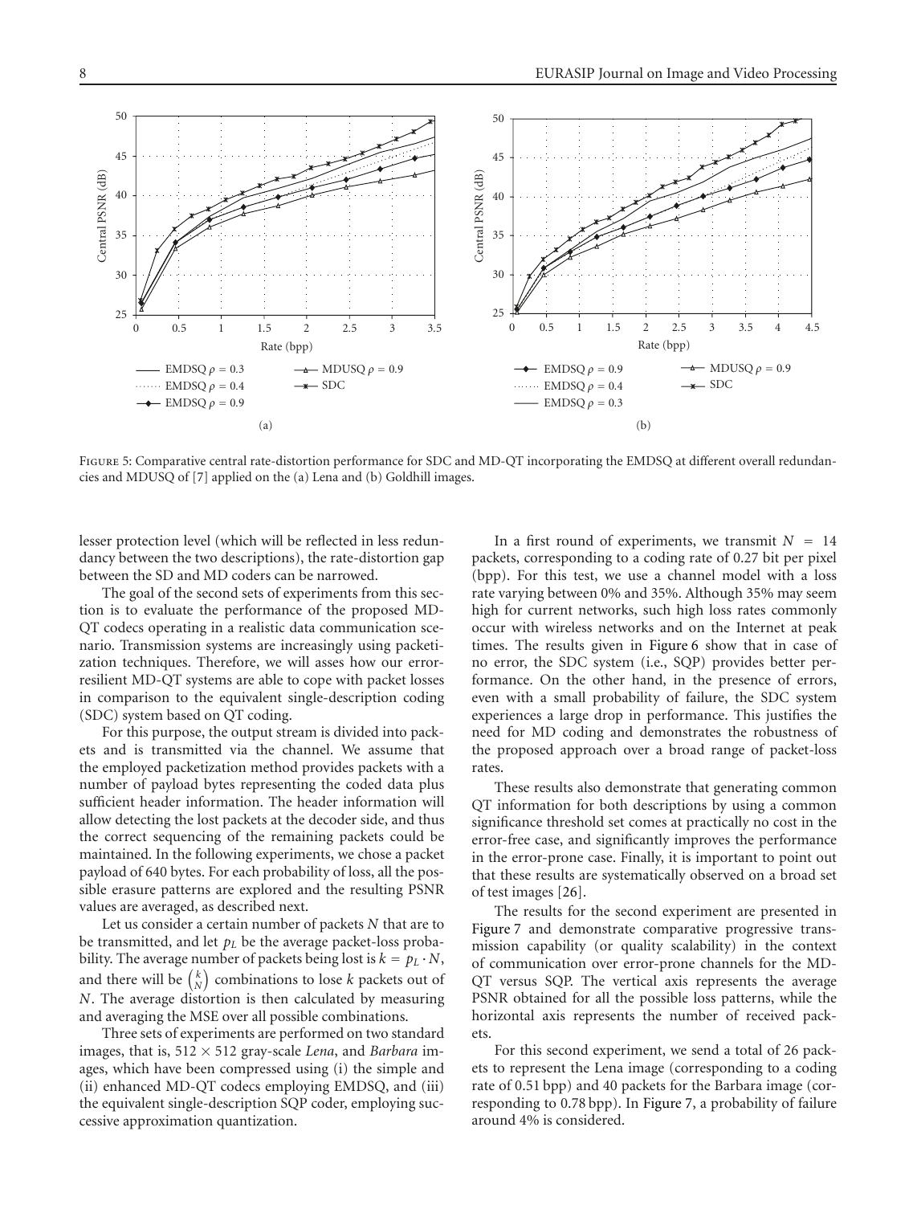Figure 5: Comparative central rate-distortion performance for SDC and MD-QT incorporating the EMDSQ at different overall redundancies and MDUSQ of [7] applied on the (a) Lena and (b) Goldhill images.

lesser protection level (which will be reflected in less redundancy between the two descriptions), the rate-distortion gap between the SD and MD coders can be narrowed.

The goal of the second sets of experiments from this section is to evaluate the performance of the proposed MD-QT codecs operating in a realistic data communication scenario. Transmission systems are increasingly using packetization techniques. Therefore, we will asses how our error-resilient MD-QT systems are able to cope with packet losses in comparison to the equivalent single-description coding (SDC) system based on QT coding.

For this purpose, the output stream is divided into packets and is transmitted via the channel. We assume that the employed packetization method provides packets with a number of payload bytes representing the coded data plus sufficient header information. The header information will allow detecting the lost packets at the decoder side, and thus the correct sequencing of the remaining packets could be maintained. In the following experiments, we chose a packet payload of 640 bytes. For each probability of loss, all the possible erasure patterns are explored and the resulting PSNR values are averaged, as described next.

Let us consider a certain number of packets $N$ that are to be transmitted, and let $p_L$ be the average packet-loss probability. The average number of packets being lost is $k = p_L \cdot N$, and there will be $\binom{k}{N}$ combinations to lose $k$ packets out of $N$. The average distortion is then calculated by measuring and averaging the MSE over all possible combinations.

Three sets of experiments are performed on two standard images, that is, 512 × 512 gray-scale *Lena*, and *Barbara* images, which have been compressed using (i) the simple and (ii) enhanced MD-QT codecs employing EMDSQ, and (iii) the equivalent single-description SQP coder, employing successive approximation quantization.

In a first round of experiments, we transmit $N = 14$ packets, corresponding to a coding rate of 0.27 bit per pixel (bpp). For this test, we use a channel model with a loss rate varying between 0% and 35%. Although 35% may seem high for current networks, such high loss rates commonly occur with wireless networks and on the Internet at peak times. The results given in Figure 6 show that in case of no error, the SDC system (i.e., SQP) provides better performance. On the other hand, in the presence of errors, even with a small probability of failure, the SDC system experiences a large drop in performance. This justifies the need for MD coding and demonstrates the robustness of the proposed approach over a broad range of packet-loss rates.

These results also demonstrate that generating common QT information for both descriptions by using a common significance threshold set comes at practically no cost in the error-free case, and significantly improves the performance in the error-prone case. Finally, it is important to point out that these results are systematically observed on a broad set of test images [26].

The results for the second experiment are presented in Figure 7 and demonstrate comparative progressive transmission capability (or quality scalability) in the context of communication over error-prone channels for the MD-QT versus SQP. The vertical axis represents the average PSNR obtained for all the possible loss patterns, while the horizontal axis represents the number of received packets.

For this second experiment, we send a total of 26 packets to represent the Lena image (corresponding to a coding rate of 0.51 bpp) and 40 packets for the Barbara image (corresponding to 0.78 bpp). In Figure 7, a probability of failure around 4% is considered.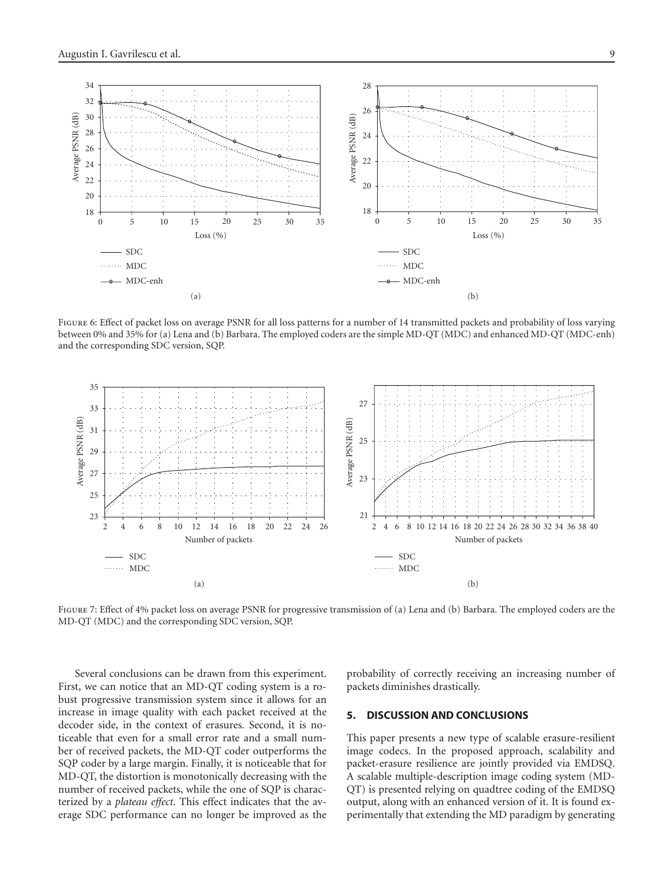Figure 6: Effect of packet loss on average PSNR for all loss patterns for a number of 14 transmitted packets and probability of loss varying between 0% and 35% for (a) Lena and (b) Barbara. The employed coders are the simple MD-QT (MDC) and enhanced MD-QT (MDC-enh) and the corresponding SDC version, SQP.

Figure 7: Effect of 4% packet loss on average PSNR for progressive transmission of (a) Lena and (b) Barbara. The employed coders are the MD-QT (MDC) and the corresponding SDC version, SQP.

Several conclusions can be drawn from this experiment. First, we can notice that an MD-QT coding system is a robust progressive transmission system since it allows for an increase in image quality with each packet received at the decoder side, in the context of erasures. Second, it is noticeable that even for a small error rate and a small number of received packets, the MD-QT coder outperforms the SQP coder by a large margin. Finally, it is noticeable that for MD-QT, the distortion is monotonically decreasing with the number of received packets, while the one of SQP is characterized by a *plateau effect*. This effect indicates that the average SDC performance can no longer be improved as the probability of correctly receiving an increasing number of packets diminishes drastically.

## 5. DISCUSSION AND CONCLUSIONS

This paper presents a new type of scalable erasure-resilient image codecs. In the proposed approach, scalability and packet-erasure resilience are jointly provided via EMDSQ. A scalable multiple-description image coding system (MD-QT) is presented relying on quadtree coding of the EMDSQ output, along with an enhanced version of it. It is found experimentally that extending the MD paradigm by generating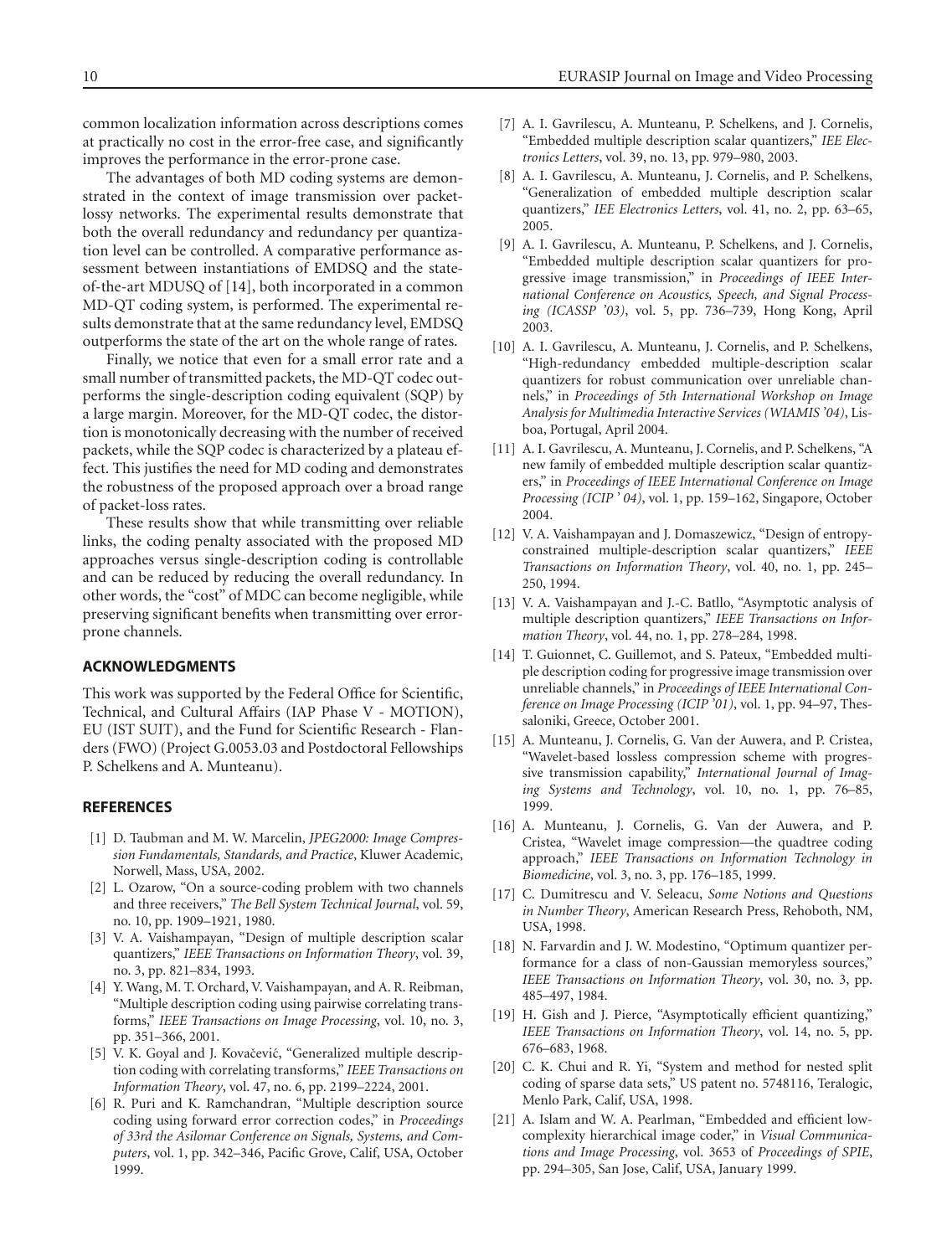common localization information across descriptions comes at practically no cost in the error-free case, and significantly improves the performance in the error-prone case.

The advantages of both MD coding systems are demonstrated in the context of image transmission over packet-lossy networks. The experimental results demonstrate that both the overall redundancy and redundancy per quantization level can be controlled. A comparative performance assessment between instantiations of EMDSQ and the state-of-the-art MDUSQ of [14], both incorporated in a common MD-QT coding system, is performed. The experimental results demonstrate that at the same redundancy level, EMDSQ outperforms the state of the art on the whole range of rates.

Finally, we notice that even for a small error rate and a small number of transmitted packets, the MD-QT codec outperforms the single-description coding equivalent (SQP) by a large margin. Moreover, for the MD-QT codec, the distortion is monotonically decreasing with the number of received packets, while the SQP codec is characterized by a plateau effect. This justifies the need for MD coding and demonstrates the robustness of the proposed approach over a broad range of packet-loss rates.

These results show that while transmitting over reliable links, the coding penalty associated with the proposed MD approaches versus single-description coding is controllable and can be reduced by reducing the overall redundancy. In other words, the "cost" of MDC can become negligible, while preserving significant benefits when transmitting over error-prone channels.

## ACKNOWLEDGMENTS

This work was supported by the Federal Office for Scientific, Technical, and Cultural Affairs (IAP Phase V - MOTION), EU (IST SUIT), and the Fund for Scientific Research - Flanders (FWO) (Project G.0053.03 and Postdoctoral Fellowships P. Schelkens and A. Munteanu).

## REFERENCES

[1] D. Taubman and M. W. Marcelin, *JPEG2000: Image Compression Fundamentals, Standards, and Practice*, Kluwer Academic, Norwell, Mass, USA, 2002.

[2] L. Ozarow, "On a source-coding problem with two channels and three receivers," *The Bell System Technical Journal*, vol. 59, no. 10, pp. 1909–1921, 1980.

[3] V. A. Vaishampayan, "Design of multiple description scalar quantizers," *IEEE Transactions on Information Theory*, vol. 39, no. 3, pp. 821–834, 1993.

[4] Y. Wang, M. T. Orchard, V. Vaishampayan, and A. R. Reibman, "Multiple description coding using pairwise correlating transforms," *IEEE Transactions on Image Processing*, vol. 10, no. 3, pp. 351–366, 2001.

[5] V. K. Goyal and J. Kovačević, "Generalized multiple description coding with correlating transforms," *IEEE Transactions on Information Theory*, vol. 47, no. 6, pp. 2199–2224, 2001.

[6] R. Puri and K. Ramchandran, "Multiple description source coding using forward error correction codes," in *Proceedings of 33rd the Asilomar Conference on Signals, Systems, and Computers*, vol. 1, pp. 342–346, Pacific Grove, Calif, USA, October 1999.

[7] A. I. Gavrilescu, A. Munteanu, P. Schelkens, and J. Cornelis, "Embedded multiple description scalar quantizers," *IEE Electronics Letters*, vol. 39, no. 13, pp. 979–980, 2003.

[8] A. I. Gavrilescu, A. Munteanu, J. Cornelis, and P. Schelkens, "Generalization of embedded multiple description scalar quantizers," *IEE Electronics Letters*, vol. 41, no. 2, pp. 63–65, 2005.

[9] A. I. Gavrilescu, A. Munteanu, P. Schelkens, and J. Cornelis, "Embedded multiple description scalar quantizers for progressive image transmission," in *Proceedings of IEEE International Conference on Acoustics, Speech, and Signal Processing (ICASSP '03)*, vol. 5, pp. 736–739, Hong Kong, April 2003.

[10] A. I. Gavrilescu, A. Munteanu, J. Cornelis, and P. Schelkens, "High-redundancy embedded multiple-description scalar quantizers for robust communication over unreliable channels," in *Proceedings of 5th International Workshop on Image Analysis for Multimedia Interactive Services (WIAMIS '04)*, Lisboa, Portugal, April 2004.

[11] A. I. Gavrilescu, A. Munteanu, J. Cornelis, and P. Schelkens, "A new family of embedded multiple description scalar quantizers," in *Proceedings of IEEE International Conference on Image Processing (ICIP ' 04)*, vol. 1, pp. 159–162, Singapore, October 2004.

[12] V. A. Vaishampayan and J. Domaszewicz, "Design of entropy-constrained multiple-description scalar quantizers," *IEEE Transactions on Information Theory*, vol. 40, no. 1, pp. 245–250, 1994.

[13] V. A. Vaishampayan and J.-C. Batllo, "Asymptotic analysis of multiple description quantizers," *IEEE Transactions on Information Theory*, vol. 44, no. 1, pp. 278–284, 1998.

[14] T. Guionnet, C. Guillemot, and S. Pateux, "Embedded multiple description coding for progressive image transmission over unreliable channels," in *Proceedings of IEEE International Conference on Image Processing (ICIP '01)*, vol. 1, pp. 94–97, Thessaloniki, Greece, October 2001.

[15] A. Munteanu, J. Cornelis, G. Van der Auwera, and P. Cristea, "Wavelet-based lossless compression scheme with progressive transmission capability," *International Journal of Imaging Systems and Technology*, vol. 10, no. 1, pp. 76–85, 1999.

[16] A. Munteanu, J. Cornelis, G. Van der Auwera, and P. Cristea, "Wavelet image compression—the quadtree coding approach," *IEEE Transactions on Information Technology in Biomedicine*, vol. 3, no. 3, pp. 176–185, 1999.

[17] C. Dumitrescu and V. Seleacu, *Some Notions and Questions in Number Theory*, American Research Press, Rehoboth, NM, USA, 1998.

[18] N. Farvardin and J. W. Modestino, "Optimum quantizer performance for a class of non-Gaussian memoryless sources," *IEEE Transactions on Information Theory*, vol. 30, no. 3, pp. 485–497, 1984.

[19] H. Gish and J. Pierce, "Asymptotically efficient quantizing," *IEEE Transactions on Information Theory*, vol. 14, no. 5, pp. 676–683, 1968.

[20] C. K. Chui and R. Yi, "System and method for nested split coding of sparse data sets," US patent no. 5748116, Teralogic, Menlo Park, Calif, USA, 1998.

[21] A. Islam and W. A. Pearlman, "Embedded and efficient low-complexity hierarchical image coder," in *Visual Communications and Image Processing*, vol. 3653 of *Proceedings of SPIE*, pp. 294–305, San Jose, Calif, USA, January 1999.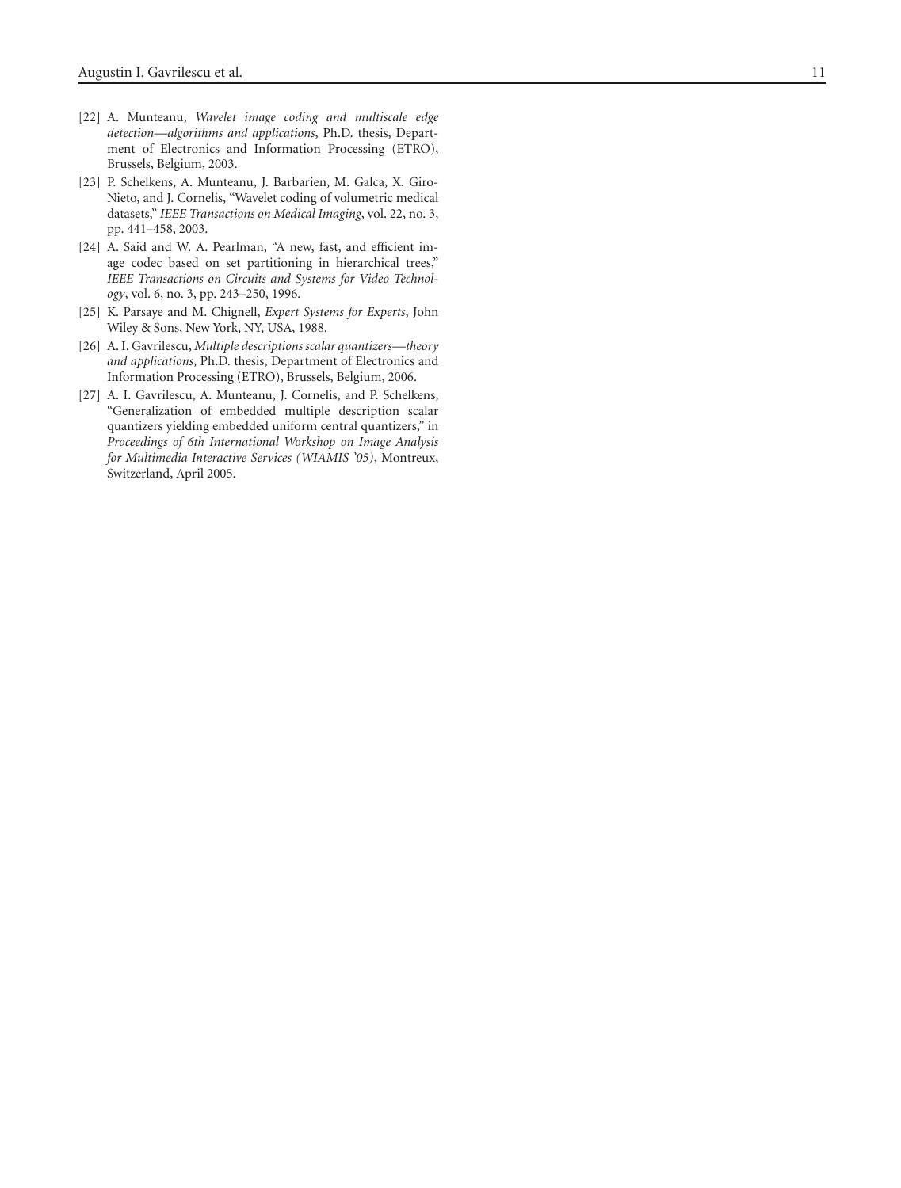[22] A. Munteanu, *Wavelet image coding and multiscale edge detection—algorithms and applications*, Ph.D. thesis, Department of Electronics and Information Processing (ETRO), Brussels, Belgium, 2003.

[23] P. Schelkens, A. Munteanu, J. Barbarien, M. Galca, X. Giro-Nieto, and J. Cornelis, "Wavelet coding of volumetric medical datasets," *IEEE Transactions on Medical Imaging*, vol. 22, no. 3, pp. 441–458, 2003.

[24] A. Said and W. A. Pearlman, "A new, fast, and efficient image codec based on set partitioning in hierarchical trees," *IEEE Transactions on Circuits and Systems for Video Technology*, vol. 6, no. 3, pp. 243–250, 1996.

[25] K. Parsaye and M. Chignell, *Expert Systems for Experts*, John Wiley & Sons, New York, NY, USA, 1988.

[26] A. I. Gavrilescu, *Multiple descriptions scalar quantizers—theory and applications*, Ph.D. thesis, Department of Electronics and Information Processing (ETRO), Brussels, Belgium, 2006.

[27] A. I. Gavrilescu, A. Munteanu, J. Cornelis, and P. Schelkens, "Generalization of embedded multiple description scalar quantizers yielding embedded uniform central quantizers," in *Proceedings of 6th International Workshop on Image Analysis for Multimedia Interactive Services (WIAMIS '05)*, Montreux, Switzerland, April 2005.